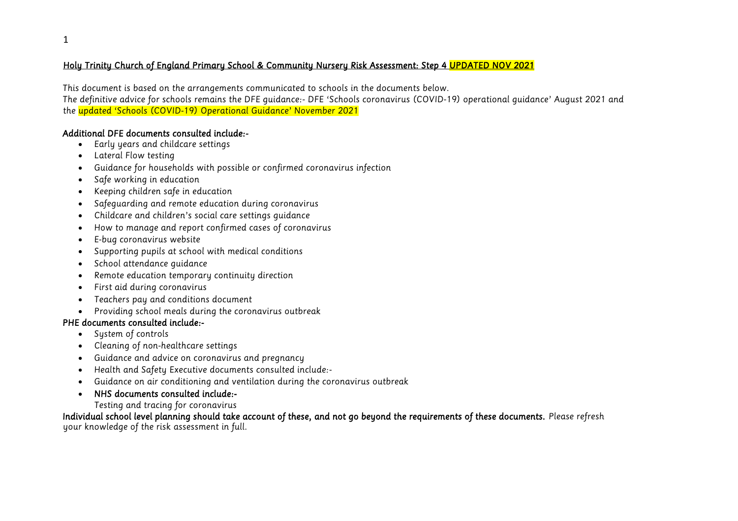# Holy Trinity Church of England Primary School & Community Nursery Risk Assessment: Step 4 UPDATED NOV 2021

*This document is based on the arrangements communicated to schools in the documents below.*
*The definitive advice for schools remains the DFE guidance:- DFE 'Schools coronavirus (COVID-19) operational guidance' August 2021 and the updated 'Schools (COVID-19) Operational Guidance' November 2021*

**Additional DFE documents consulted include:-**

- *Early years and childcare settings*
- *Lateral Flow testing*
- *Guidance for households with possible or confirmed coronavirus infection*
- *Safe working in education*
- *Keeping children safe in education*
- *Safeguarding and remote education during coronavirus*
- *Childcare and children's social care settings guidance*
- *How to manage and report confirmed cases of coronavirus*
- *E-bug coronavirus website*
- *Supporting pupils at school with medical conditions*
- *School attendance guidance*
- *Remote education temporary continuity direction*
- *First aid during coronavirus*
- *Teachers pay and conditions document*
- *Providing school meals during the coronavirus outbreak*

**PHE documents consulted include:-**

- *System of controls*
- *Cleaning of non-healthcare settings*
- *Guidance and advice on coronavirus and pregnancy*
- *Health and Safety Executive documents consulted include:-*
- *Guidance on air conditioning and ventilation during the coronavirus outbreak*
- **NHS documents consulted include:-**
  *Testing and tracing for coronavirus*

**Individual school level planning should take account of these, and not go beyond the requirements of these documents.** *Please refresh your knowledge of the risk assessment in full.*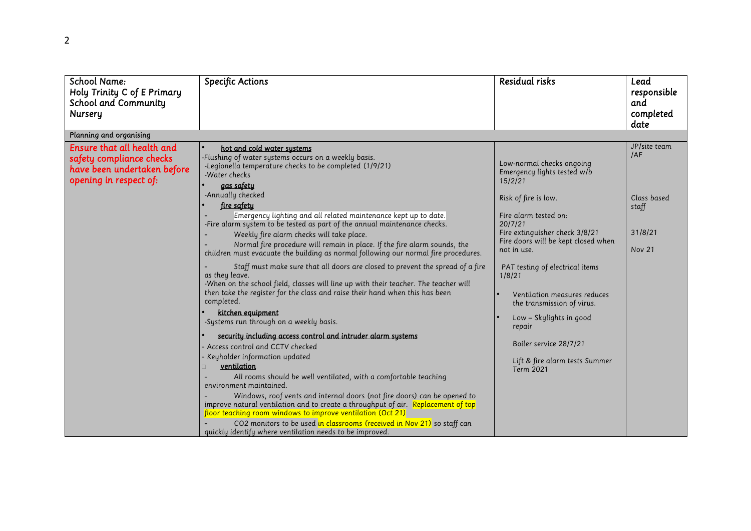| School Name: Holy Trinity C of E Primary School and Community Nursery | Specific Actions | Residual risks | Lead responsible and completed date |
|---|---|---|---|
| **Planning and organising** | | | |
| Ensure that all health and safety compliance checks have been undertaken before opening in respect of: | • **hot and cold water systems**<br>-Flushing of water systems occurs on a weekly basis.<br>-Legionella temperature checks to be completed (1/9/21)<br>-Water checks<br>• **gas safety**<br>-Annually checked<br>• **fire safety**<br>- Emergency lighting and all related maintenance kept up to date.<br>-Fire alarm system to be tested as part of the annual maintenance checks.<br>- Weekly fire alarm checks will take place.<br>- Normal fire procedure will remain in place. If the fire alarm sounds, the children must evacuate the building as normal following our normal fire procedures.<br>- Staff must make sure that all doors are closed to prevent the spread of a fire as they leave.<br>-When on the school field, classes will line up with their teacher. The teacher will then take the register for the class and raise their hand when this has been completed.<br>• **kitchen equipment**<br>-Systems run through on a weekly basis.<br>• **security including access control and intruder alarm systems**<br>- Access control and CCTV checked<br>- Keyholder information updated<br>• **ventilation**<br>- All rooms should be well ventilated, with a comfortable teaching environment maintained.<br>- Windows, roof vents and internal doors (not fire doors) can be opened to improve natural ventilation and to create a throughput of air. Replacement of top floor teaching room windows to improve ventilation (Oct 21)<br>- CO2 monitors to be used in classrooms (received in Nov 21) so staff can quickly identify where ventilation needs to be improved. | Low-normal checks ongoing<br>Emergency lights tested w/b 15/2/21<br><br>Risk of fire is low.<br><br>Fire alarm tested on: 20/7/21<br>Fire extinguisher check 3/8/21<br>Fire doors will be kept closed when not in use.<br><br>PAT testing of electrical items 1/8/21<br><br>• Ventilation measures reduces the transmission of virus.<br>• Low – Skylights in good repair<br><br>Boiler service 28/7/21<br><br>Lift & fire alarm tests Summer Term 2021 | JP/site team /AF<br><br>Class based staff<br><br>31/8/21<br><br>Nov 21 |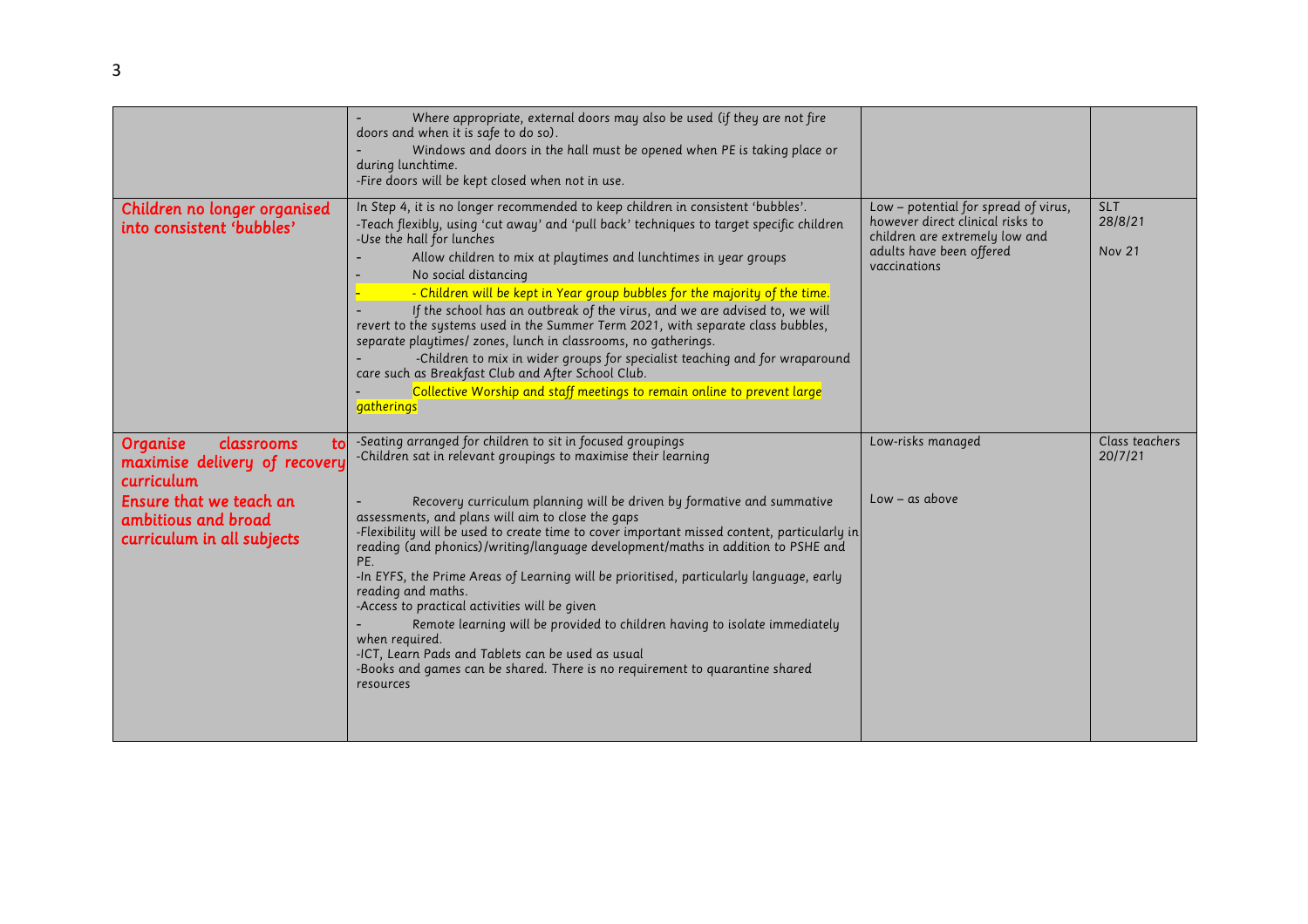| | | | |
|---|---|---|---|
| | - Where appropriate, external doors may also be used (if they are not fire doors and when it is safe to do so).<br>- Windows and doors in the hall must be opened when PE is taking place or during lunchtime.<br>-Fire doors will be kept closed when not in use. | | |
| Children no longer organised into consistent 'bubbles' | In Step 4, it is no longer recommended to keep children in consistent 'bubbles'.<br>-Teach flexibly, using 'cut away' and 'pull back' techniques to target specific children<br>-Use the hall for lunches<br>- Allow children to mix at playtimes and lunchtimes in year groups<br>- No social distancing<br>- - Children will be kept in Year group bubbles for the majority of the time.<br>- If the school has an outbreak of the virus, and we are advised to, we will revert to the systems used in the Summer Term 2021, with separate class bubbles, separate playtimes/ zones, lunch in classrooms, no gatherings.<br>- -Children to mix in wider groups for specialist teaching and for wraparound care such as Breakfast Club and After School Club.<br>- Collective Worship and staff meetings to remain online to prevent large gatherings | Low – potential for spread of virus, however direct clinical risks to children are extremely low and adults have been offered vaccinations | SLT<br>28/8/21<br>Nov 21 |
| Organise classrooms to maximise delivery of recovery curriculum<br>Ensure that we teach an ambitious and broad curriculum in all subjects | -Seating arranged for children to sit in focused groupings<br>-Children sat in relevant groupings to maximise their learning<br>- Recovery curriculum planning will be driven by formative and summative assessments, and plans will aim to close the gaps<br>-Flexibility will be used to create time to cover important missed content, particularly in reading (and phonics)/writing/language development/maths in addition to PSHE and PE.<br>-In EYFS, the Prime Areas of Learning will be prioritised, particularly language, early reading and maths.<br>-Access to practical activities will be given<br>- Remote learning will be provided to children having to isolate immediately when required.<br>-ICT, Learn Pads and Tablets can be used as usual<br>-Books and games can be shared. There is no requirement to quarantine shared resources | Low-risks managed<br>Low – as above | Class teachers<br>20/7/21 |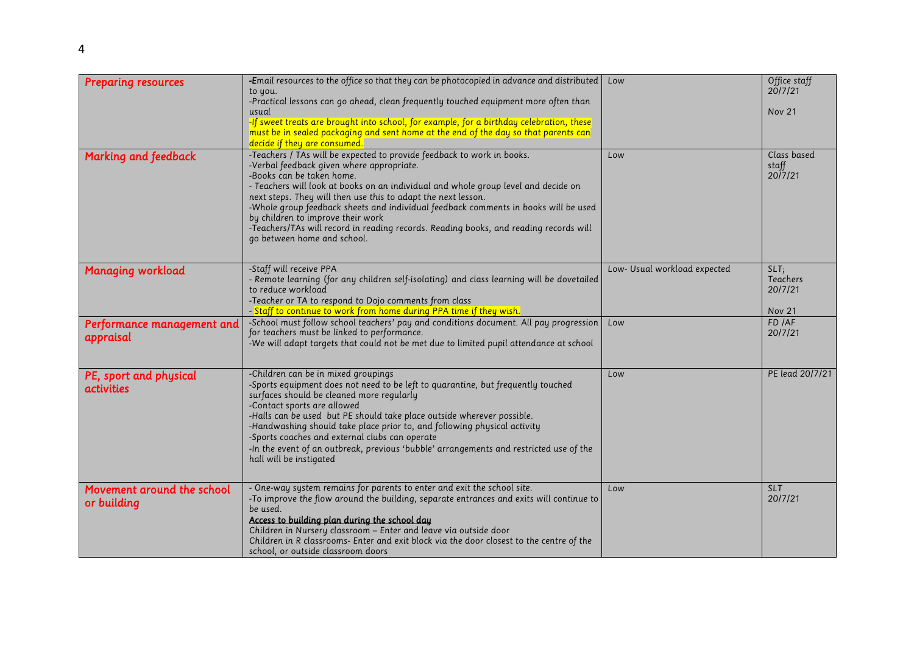| | | | |
|---|---|---|---|
| Preparing resources | -Email resources to the office so that they can be photocopied in advance and distributed to you.<br>-Practical lessons can go ahead, clean frequently touched equipment more often than usual<br>-If sweet treats are brought into school, for example, for a birthday celebration, these must be in sealed packaging and sent home at the end of the day so that parents can decide if they are consumed. | Low | Office staff 20/7/21<br><br>Nov 21 |
| Marking and feedback | -Teachers / TAs will be expected to provide feedback to work in books.<br>-Verbal feedback given where appropriate.<br>-Books can be taken home.<br>- Teachers will look at books on an individual and whole group level and decide on next steps. They will then use this to adapt the next lesson.<br>-Whole group feedback sheets and individual feedback comments in books will be used by children to improve their work<br>-Teachers/TAs will record in reading records. Reading books, and reading records will go between home and school. | Low | Class based staff 20/7/21 |
| Managing workload | -Staff will receive PPA<br>- Remote learning (for any children self-isolating) and class learning will be dovetailed to reduce workload<br>-Teacher or TA to respond to Dojo comments from class<br>- Staff to continue to work from home during PPA time if they wish. | Low- Usual workload expected | SLT; Teachers 20/7/21<br><br>Nov 21 |
| Performance management and appraisal | -School must follow school teachers' pay and conditions document. All pay progression for teachers must be linked to performance.<br>-We will adapt targets that could not be met due to limited pupil attendance at school | Low | FD /AF 20/7/21 |
| PE, sport and physical activities | -Children can be in mixed groupings<br>-Sports equipment does not need to be left to quarantine, but frequently touched surfaces should be cleaned more regularly<br>-Contact sports are allowed<br>-Halls can be used but PE should take place outside wherever possible.<br>-Handwashing should take place prior to, and following physical activity<br>-Sports coaches and external clubs can operate<br>-In the event of an outbreak, previous 'bubble' arrangements and restricted use of the hall will be instigated | Low | PE lead 20/7/21 |
| Movement around the school or building | - One-way system remains for parents to enter and exit the school site.<br>-To improve the flow around the building, separate entrances and exits will continue to be used.<br>**Access to building plan during the school day**<br>Children in Nursery classroom – Enter and leave via outside door<br>Children in R classrooms- Enter and exit block via the door closest to the centre of the school, or outside classroom doors | Low | SLT 20/7/21 |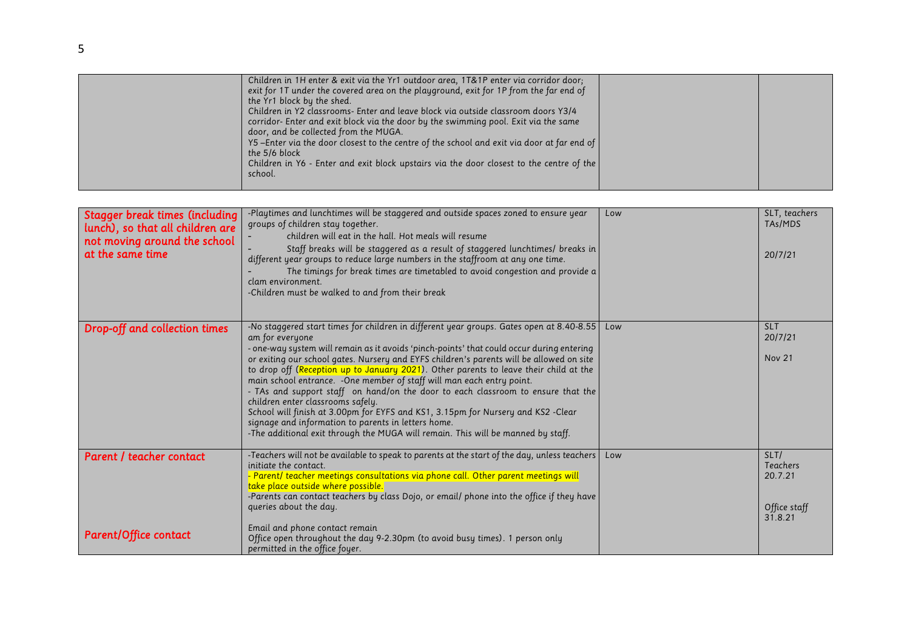| | | | |
|---|---|---|---|
| | Children in 1H enter & exit via the Yr1 outdoor area, 1T&1P enter via corridor door; exit for 1T under the covered area on the playground, exit for 1P from the far end of the Yr1 block by the shed.<br>Children in Y2 classrooms- Enter and leave block via outside classroom doors Y3/4 corridor- Enter and exit block via the door by the swimming pool. Exit via the same door, and be collected from the MUGA.<br>Y5 –Enter via the door closest to the centre of the school and exit via door at far end of the 5/6 block<br>Children in Y6 - Enter and exit block upstairs via the door closest to the centre of the school. | | |
| **Stagger break times (including lunch), so that all children are not moving around the school at the same time** | -Playtimes and lunchtimes will be staggered and outside spaces zoned to ensure year groups of children stay together.<br>- children will eat in the hall. Hot meals will resume<br>- Staff breaks will be staggered as a result of staggered lunchtimes/ breaks in different year groups to reduce large numbers in the staffroom at any one time.<br>- The timings for break times are timetabled to avoid congestion and provide a clam environment.<br>-Children must be walked to and from their break | Low | SLT, teachers TAs/MDS<br><br>20/7/21 |
| **Drop-off and collection times** | -No staggered start times for children in different year groups. Gates open at 8.40-8.55 am for everyone<br>- one-way system will remain as it avoids 'pinch-points' that could occur during entering or exiting our school gates. Nursery and EYFS children's parents will be allowed on site to drop off (Reception up to January 2021). Other parents to leave their child at the main school entrance. -One member of staff will man each entry point.<br>- TAs and support staff on hand/on the door to each classroom to ensure that the children enter classrooms safely.<br>School will finish at 3.00pm for EYFS and KS1, 3.15pm for Nursery and KS2 -Clear signage and information to parents in letters home.<br>-The additional exit through the MUGA will remain. This will be manned by staff. | Low | SLT<br>20/7/21<br><br>Nov 21 |
| **Parent / teacher contact**<br><br><br><br>**Parent/Office contact** | -Teachers will not be available to speak to parents at the start of the day, unless teachers initiate the contact.<br>- Parent/ teacher meetings consultations via phone call. Other parent meetings will take place outside where possible.<br>-Parents can contact teachers by class Dojo, or email/ phone into the office if they have queries about the day.<br><br>Email and phone contact remain<br>Office open throughout the day 9-2.30pm (to avoid busy times). 1 person only permitted in the office foyer. | Low | SLT/ Teachers 20.7.21<br><br>Office staff 31.8.21 |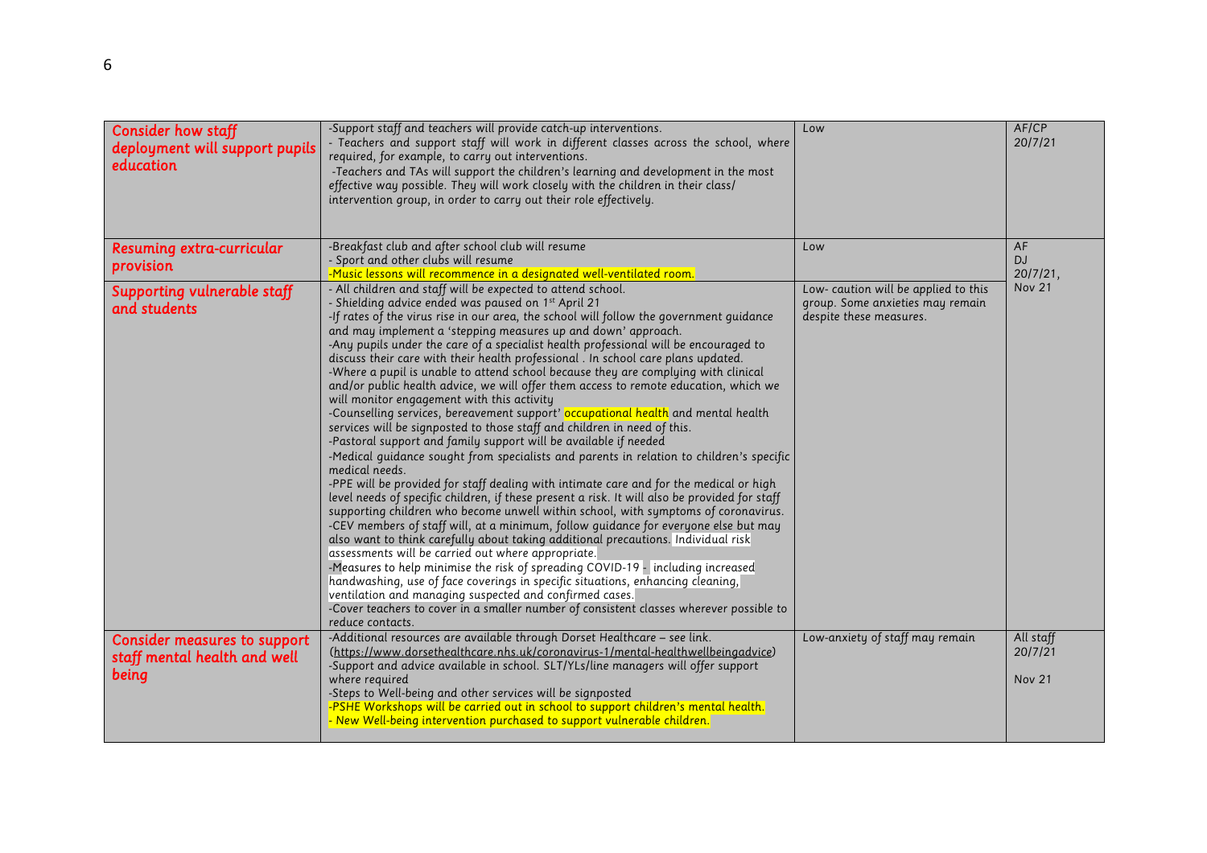| Consider how staff deployment will support pupils education | -Support staff and teachers will provide catch-up interventions.<br>- Teachers and support staff will work in different classes across the school, where required, for example, to carry out interventions.<br>-Teachers and TAs will support the children's learning and development in the most effective way possible. They will work closely with the children in their class/ intervention group, in order to carry out their role effectively. | Low | AF/CP<br>20/7/21 |
|---|---|---|---|
| Resuming extra-curricular provision | -Breakfast club and after school club will resume<br>- Sport and other clubs will resume<br>-Music lessons will recommence in a designated well-ventilated room. | Low | AF<br>DJ<br>20/7/21,<br>Nov 21 |
| Supporting vulnerable staff and students | - All children and staff will be expected to attend school.<br>- Shielding advice ended was paused on 1st April 21<br>-If rates of the virus rise in our area, the school will follow the government guidance and may implement a 'stepping measures up and down' approach.<br>-Any pupils under the care of a specialist health professional will be encouraged to discuss their care with their health professional . In school care plans updated.<br>-Where a pupil is unable to attend school because they are complying with clinical and/or public health advice, we will offer them access to remote education, which we will monitor engagement with this activity<br>-Counselling services, bereavement support' occupational health and mental health services will be signposted to those staff and children in need of this.<br>-Pastoral support and family support will be available if needed<br>-Medical guidance sought from specialists and parents in relation to children's specific medical needs.<br>-PPE will be provided for staff dealing with intimate care and for the medical or high level needs of specific children, if these present a risk. It will also be provided for staff supporting children who become unwell within school, with symptoms of coronavirus.<br>-CEV members of staff will, at a minimum, follow guidance for everyone else but may also want to think carefully about taking additional precautions. Individual risk assessments will be carried out where appropriate.<br>-Measures to help minimise the risk of spreading COVID-19 - including increased handwashing, use of face coverings in specific situations, enhancing cleaning, ventilation and managing suspected and confirmed cases.<br>-Cover teachers to cover in a smaller number of consistent classes wherever possible to reduce contacts. | Low- caution will be applied to this group. Some anxieties may remain despite these measures. | |
| Consider measures to support staff mental health and well being | -Additional resources are available through Dorset Healthcare – see link. (https://www.dorsethealthcare.nhs.uk/coronavirus-1/mental-healthwellbeingadvice)<br>-Support and advice available in school. SLT/YLs/line managers will offer support where required<br>-Steps to Well-being and other services will be signposted<br>-PSHE Workshops will be carried out in school to support children's mental health.<br>- New Well-being intervention purchased to support vulnerable children. | Low-anxiety of staff may remain | All staff<br>20/7/21<br><br>Nov 21 |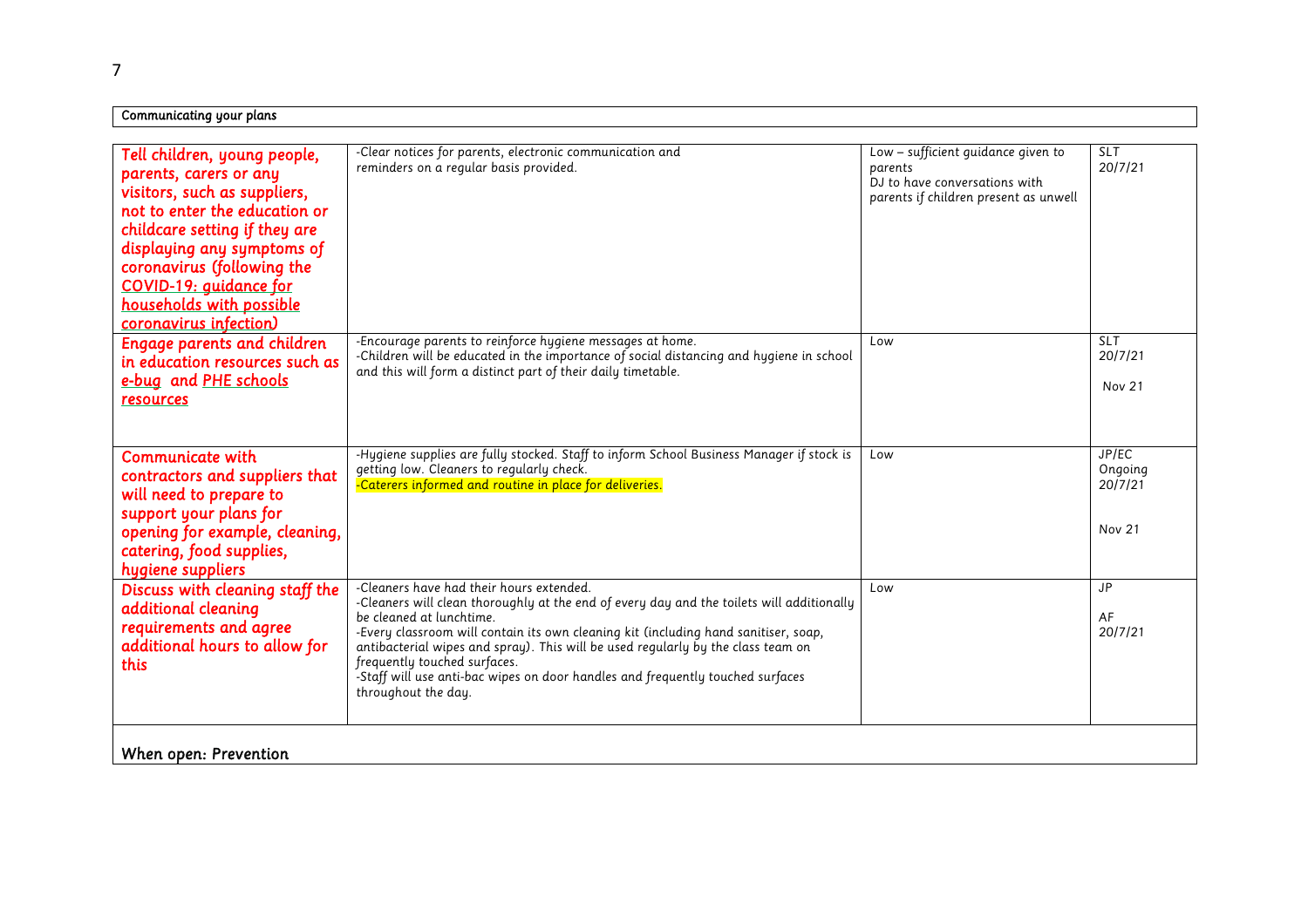## Communicating your plans

| | | | |
|---|---|---|---|
| Tell children, young people, parents, carers or any visitors, such as suppliers, not to enter the education or childcare setting if they are displaying any symptoms of coronavirus (following the COVID-19: guidance for households with possible coronavirus infection) | -Clear notices for parents, electronic communication and reminders on a regular basis provided. | Low – sufficient guidance given to parents<br>DJ to have conversations with parents if children present as unwell | SLT<br>20/7/21 |
| Engage parents and children in education resources such as e-bug and PHE schools resources | -Encourage parents to reinforce hygiene messages at home.<br>-Children will be educated in the importance of social distancing and hygiene in school and this will form a distinct part of their daily timetable. | Low | SLT<br>20/7/21<br><br>Nov 21 |
| Communicate with contractors and suppliers that will need to prepare to support your plans for opening for example, cleaning, catering, food supplies, hygiene suppliers | -Hygiene supplies are fully stocked. Staff to inform School Business Manager if stock is getting low. Cleaners to regularly check.<br>-Caterers informed and routine in place for deliveries. | Low | JP/EC<br>Ongoing<br>20/7/21<br><br>Nov 21 |
| Discuss with cleaning staff the additional cleaning requirements and agree additional hours to allow for this | -Cleaners have had their hours extended.<br>-Cleaners will clean thoroughly at the end of every day and the toilets will additionally be cleaned at lunchtime.<br>-Every classroom will contain its own cleaning kit (including hand sanitiser, soap, antibacterial wipes and spray). This will be used regularly by the class team on frequently touched surfaces.<br>-Staff will use anti-bac wipes on door handles and frequently touched surfaces throughout the day. | Low | JP<br><br>AF<br>20/7/21 |

## When open: Prevention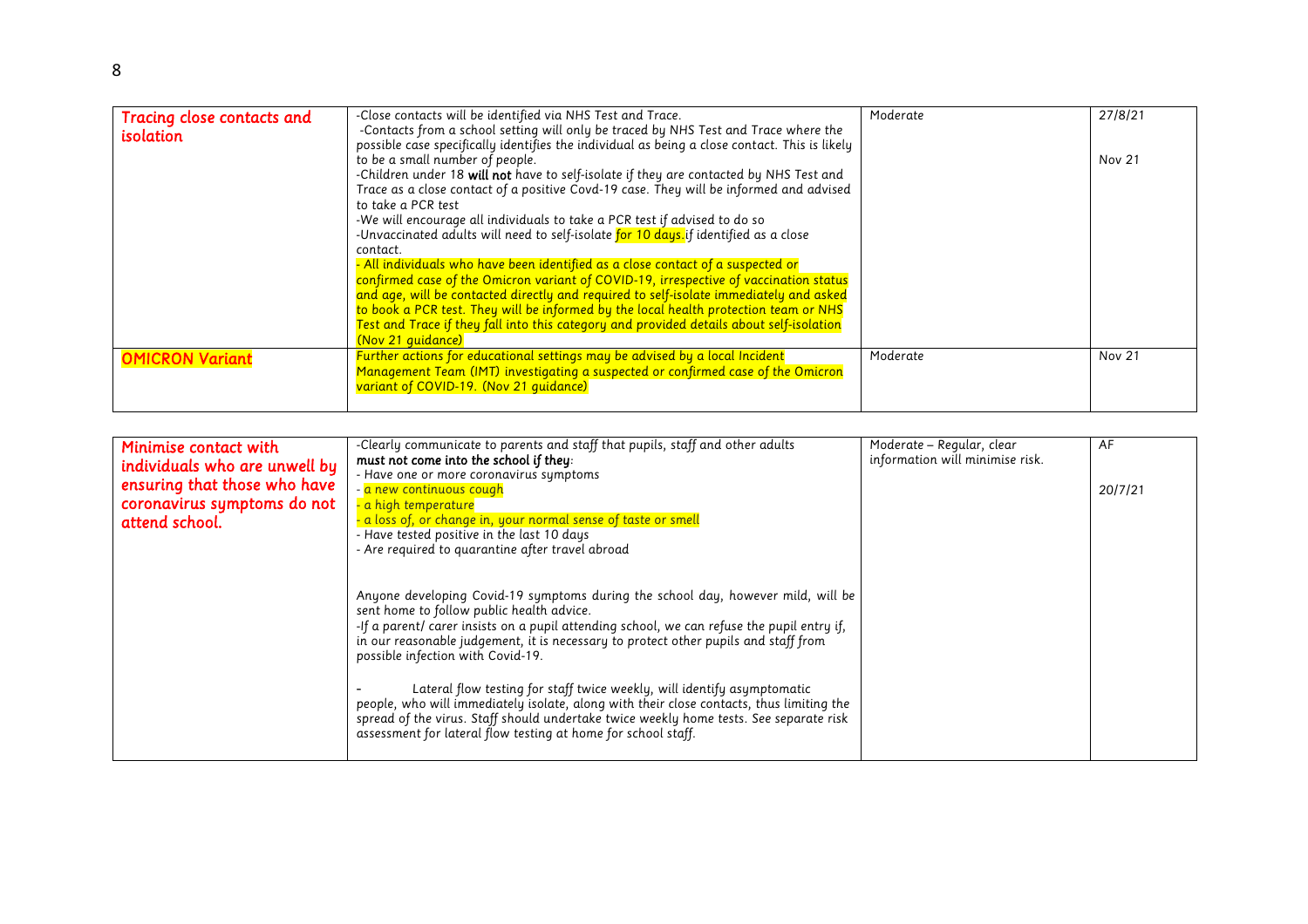| | | | |
|---|---|---|---|
| **Tracing close contacts and isolation** | -Close contacts will be identified via NHS Test and Trace.<br>-Contacts from a school setting will only be traced by NHS Test and Trace where the possible case specifically identifies the individual as being a close contact. This is likely to be a small number of people.<br>-Children under 18 **will not** have to self-isolate if they are contacted by NHS Test and Trace as a close contact of a positive Covd-19 case. They will be informed and advised to take a PCR test<br>-We will encourage all individuals to take a PCR test if advised to do so<br>-Unvaccinated adults will need to self-isolate for 10 days.if identified as a close contact.<br>- All individuals who have been identified as a close contact of a suspected or confirmed case of the Omicron variant of COVID-19, irrespective of vaccination status and age, will be contacted directly and required to self-isolate immediately and asked to book a PCR test. They will be informed by the local health protection team or NHS Test and Trace if they fall into this category and provided details about self-isolation (Nov 21 guidance) | Moderate | 27/8/21<br><br>Nov 21 |
| **OMICRON Variant** | Further actions for educational settings may be advised by a local Incident Management Team (IMT) investigating a suspected or confirmed case of the Omicron variant of COVID-19. (Nov 21 guidance) | Moderate | Nov 21 |

| | | | |
|---|---|---|---|
| **Minimise contact with individuals who are unwell by ensuring that those who have coronavirus symptoms do not attend school.** | -Clearly communicate to parents and staff that pupils, staff and other adults **must not come into the school if they**:<br>- Have one or more coronavirus symptoms<br>- a new continuous cough<br>- a high temperature<br>- a loss of, or change in, your normal sense of taste or smell<br>- Have tested positive in the last 10 days<br>- Are required to quarantine after travel abroad<br><br>Anyone developing Covid-19 symptoms during the school day, however mild, will be sent home to follow public health advice.<br>-If a parent/ carer insists on a pupil attending school, we can refuse the pupil entry if, in our reasonable judgement, it is necessary to protect other pupils and staff from possible infection with Covid-19.<br><br>- Lateral flow testing for staff twice weekly, will identify asymptomatic people, who will immediately isolate, along with their close contacts, thus limiting the spread of the virus. Staff should undertake twice weekly home tests. See separate risk assessment for lateral flow testing at home for school staff. | Moderate – Regular, clear information will minimise risk. | AF<br><br>20/7/21 |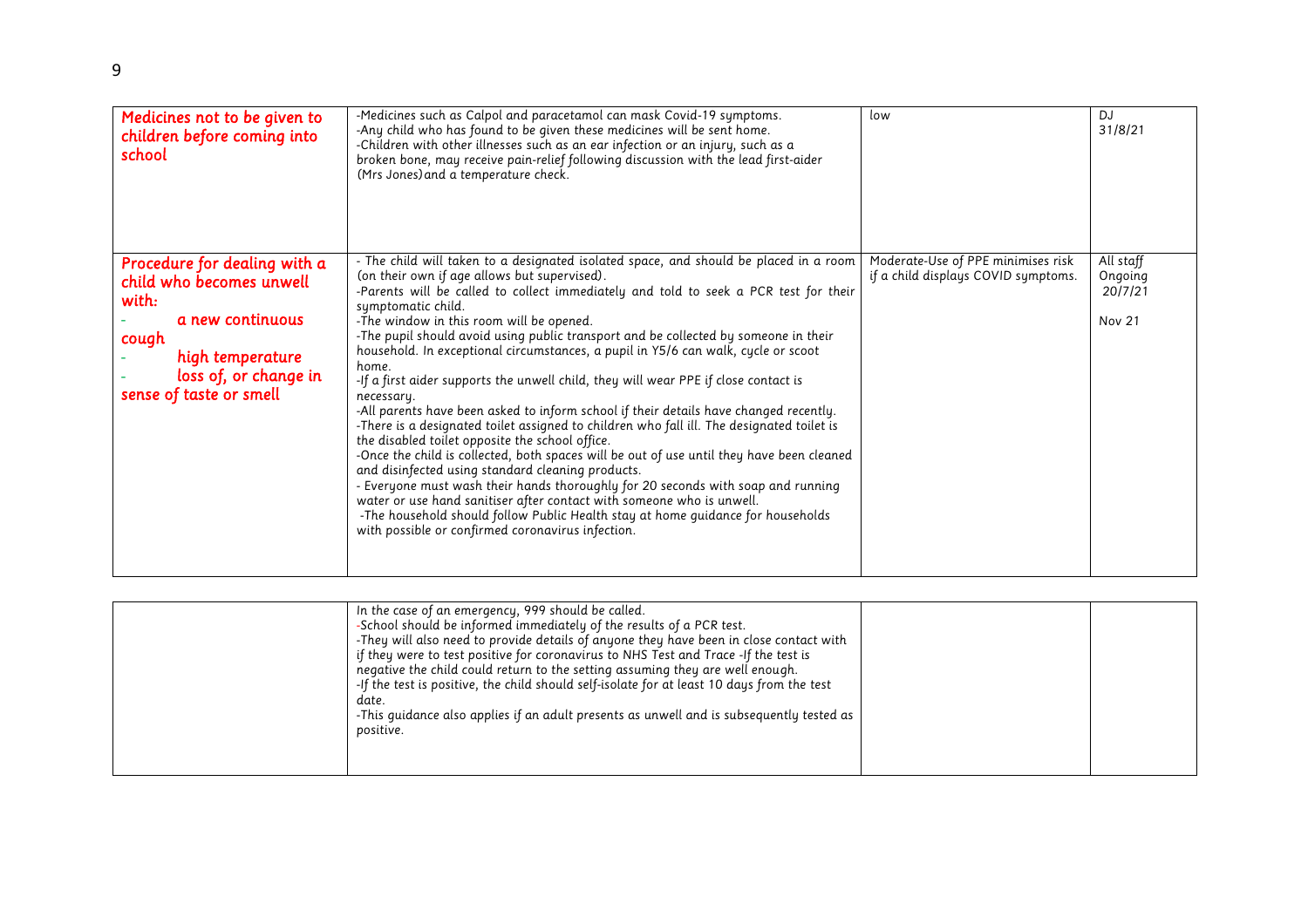| | | | |
|---|---|---|---|
| Medicines not to be given to children before coming into school | -Medicines such as Calpol and paracetamol can mask Covid-19 symptoms.<br>-Any child who has found to be given these medicines will be sent home.<br>-Children with other illnesses such as an ear infection or an injury, such as a broken bone, may receive pain-relief following discussion with the lead first-aider (Mrs Jones) and a temperature check. | low | DJ<br>31/8/21 |
| Procedure for dealing with a child who becomes unwell with:<br>- a new continuous cough<br>- high temperature<br>- loss of, or change in sense of taste or smell | - The child will taken to a designated isolated space, and should be placed in a room (on their own if age allows but supervised).<br>-Parents will be called to collect immediately and told to seek a PCR test for their symptomatic child.<br>-The window in this room will be opened.<br>-The pupil should avoid using public transport and be collected by someone in their household. In exceptional circumstances, a pupil in Y5/6 can walk, cycle or scoot home.<br>-If a first aider supports the unwell child, they will wear PPE if close contact is necessary.<br>-All parents have been asked to inform school if their details have changed recently.<br>-There is a designated toilet assigned to children who fall ill. The designated toilet is the disabled toilet opposite the school office.<br>-Once the child is collected, both spaces will be out of use until they have been cleaned and disinfected using standard cleaning products.<br>- Everyone must wash their hands thoroughly for 20 seconds with soap and running water or use hand sanitiser after contact with someone who is unwell.<br>-The household should follow Public Health stay at home guidance for households with possible or confirmed coronavirus infection. | Moderate-Use of PPE minimises risk if a child displays COVID symptoms. | All staff<br>Ongoing<br>20/7/21<br><br>Nov 21 |
| | In the case of an emergency, 999 should be called.<br>-School should be informed immediately of the results of a PCR test.<br>-They will also need to provide details of anyone they have been in close contact with if they were to test positive for coronavirus to NHS Test and Trace -If the test is negative the child could return to the setting assuming they are well enough.<br>-If the test is positive, the child should self-isolate for at least 10 days from the test date.<br>-This guidance also applies if an adult presents as unwell and is subsequently tested as positive. | | |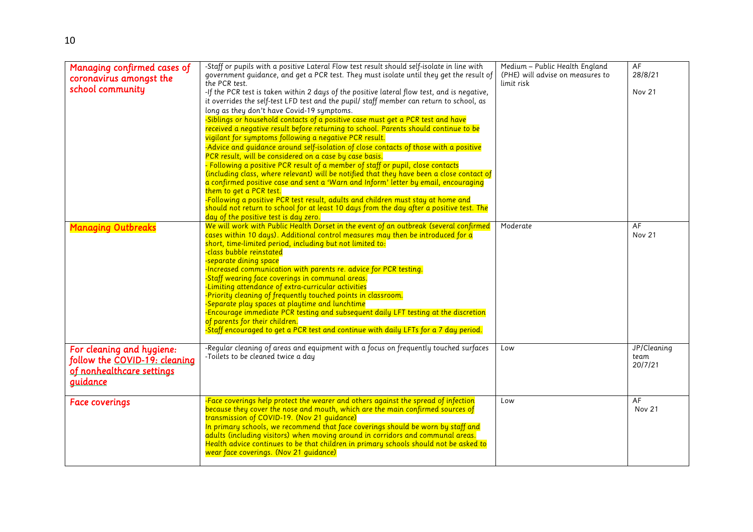| | | | |
|---|---|---|---|
| Managing confirmed cases of coronavirus amongst the school community | -Staff or pupils with a positive Lateral Flow test result should self-isolate in line with government guidance, and get a PCR test. They must isolate until they get the result of the PCR test.<br>-If the PCR test is taken within 2 days of the positive lateral flow test, and is negative, it overrides the self-test LFD test and the pupil/ staff member can return to school, as long as they don't have Covid-19 symptoms.<br>-Siblings or household contacts of a positive case must get a PCR test and have received a negative result before returning to school. Parents should continue to be vigilant for symptoms following a negative PCR result.<br>-Advice and guidance around self-isolation of close contacts of those with a positive PCR result, will be considered on a case by case basis.<br>- Following a positive PCR result of a member of staff or pupil, close contacts (including class, where relevant) will be notified that they have been a close contact of a confirmed positive case and sent a 'Warn and Inform' letter by email, encouraging them to get a PCR test.<br>-Following a positive PCR test result, adults and children must stay at home and should not return to school for at least 10 days from the day after a positive test. The day of the positive test is day zero. | Medium – Public Health England (PHE) will advise on measures to limit risk | AF<br>28/8/21<br><br>Nov 21 |
| Managing Outbreaks | We will work with Public Health Dorset in the event of an outbreak (several confirmed cases within 10 days). Additional control measures may then be introduced for a short, time-limited period, including but not limited to:<br>-class bubble reinstated<br>-separate dining space<br>-Increased communication with parents re. advice for PCR testing.<br>-Staff wearing face coverings in communal areas.<br>-Limiting attendance of extra-curricular activities<br>-Priority cleaning of frequently touched points in classroom.<br>-Separate play spaces at playtime and lunchtime<br>-Encourage immediate PCR testing and subsequent daily LFT testing at the discretion of parents for their children.<br>-Staff encouraged to get a PCR test and continue with daily LFTs for a 7 day period. | Moderate | AF<br>Nov 21 |
| For cleaning and hygiene: follow the COVID-19: cleaning of nonhealthcare settings guidance | -Regular cleaning of areas and equipment with a focus on frequently touched surfaces<br>-Toilets to be cleaned twice a day | Low | JP/Cleaning team<br>20/7/21 |
| Face coverings | -Face coverings help protect the wearer and others against the spread of infection because they cover the nose and mouth, which are the main confirmed sources of transmission of COVID-19. (Nov 21 guidance)<br>In primary schools, we recommend that face coverings should be worn by staff and adults (including visitors) when moving around in corridors and communal areas. Health advice continues to be that children in primary schools should not be asked to wear face coverings. (Nov 21 guidance) | Low | AF<br>Nov 21 |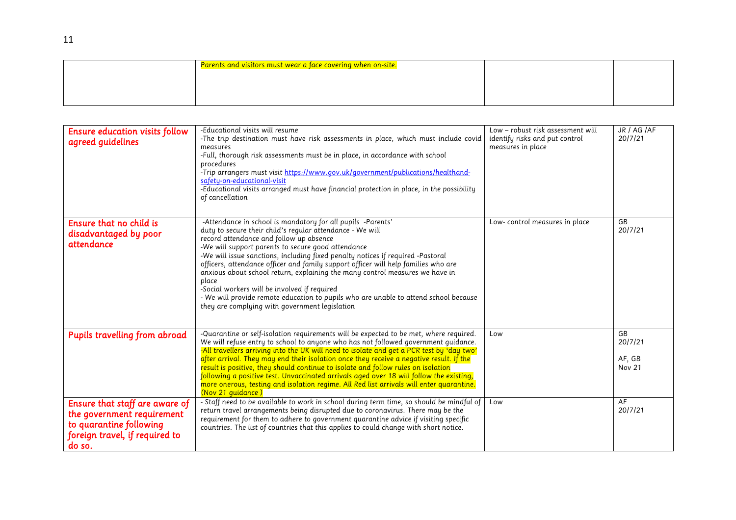| | | | |
|---|---|---|---|
| | Parents and visitors must wear a face covering when on-site. | | |

| | | | |
|---|---|---|---|
| **Ensure education visits follow agreed guidelines** | -Educational visits will resume<br>-The trip destination must have risk assessments in place, which must include covid measures<br>-Full, thorough risk assessments must be in place, in accordance with school procedures<br>-Trip arrangers must visit https://www.gov.uk/government/publications/healthand-safety-on-educational-visit<br>-Educational visits arranged must have financial protection in place, in the possibility of cancellation | Low – robust risk assessment will identify risks and put control measures in place | JR / AG /AF<br>20/7/21 |
| **Ensure that no child is disadvantaged by poor attendance** | -Attendance in school is mandatory for all pupils -Parents' duty to secure their child's regular attendance - We will record attendance and follow up absence<br>-We will support parents to secure good attendance<br>-We will issue sanctions, including fixed penalty notices if required -Pastoral officers, attendance officer and family support officer will help families who are anxious about school return, explaining the many control measures we have in place<br>-Social workers will be involved if required<br>- We will provide remote education to pupils who are unable to attend school because they are complying with government legislation | Low- control measures in place | GB<br>20/7/21 |
| **Pupils travelling from abroad** | -Quarantine or self-isolation requirements will be expected to be met, where required. We will refuse entry to school to anyone who has not followed government guidance.<br>-All travellers arriving into the UK will need to isolate and get a PCR test by 'day two' after arrival. They may end their isolation once they receive a negative result. If the result is positive, they should continue to isolate and follow rules on isolation following a positive test. Unvaccinated arrivals aged over 18 will follow the existing, more onerous, testing and isolation regime. All Red list arrivals will enter quarantine. (Nov 21 guidance ) | Low | GB<br>20/7/21<br><br>AF, GB<br>Nov 21 |
| **Ensure that staff are aware of the government requirement to quarantine following foreign travel, if required to do so.** | - Staff need to be available to work in school during term time, so should be mindful of return travel arrangements being disrupted due to coronavirus. There may be the requirement for them to adhere to government quarantine advice if visiting specific countries. The list of countries that this applies to could change with short notice. | Low | AF<br>20/7/21 |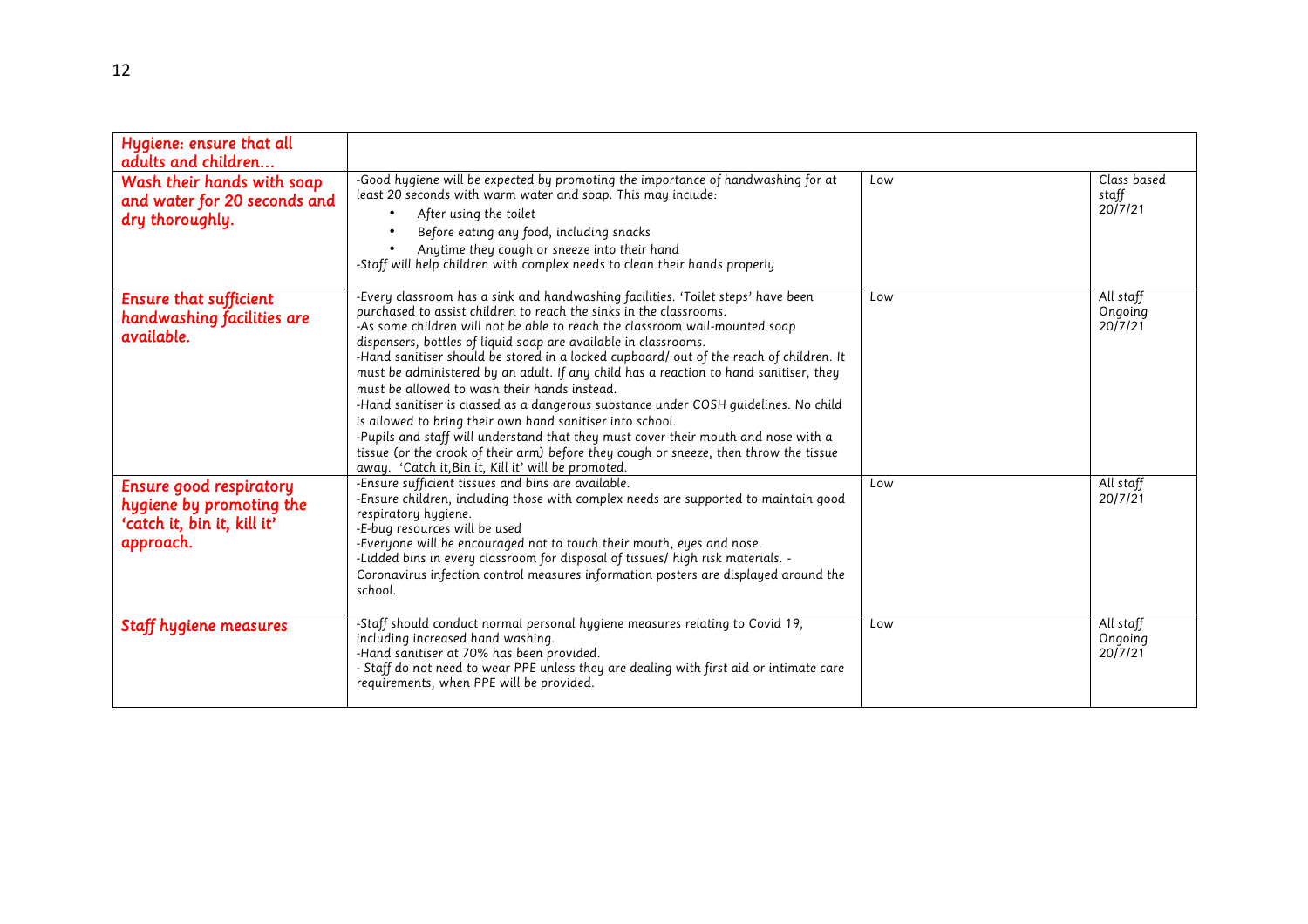| | | | |
|---|---|---|---|
| Hygiene: ensure that all adults and children… | | | |
| Wash their hands with soap and water for 20 seconds and dry thoroughly. | -Good hygiene will be expected by promoting the importance of handwashing for at least 20 seconds with warm water and soap. This may include:<br>• After using the toilet<br>• Before eating any food, including snacks<br>• Anytime they cough or sneeze into their hand<br>-Staff will help children with complex needs to clean their hands properly | Low | Class based staff 20/7/21 |
| Ensure that sufficient handwashing facilities are available. | -Every classroom has a sink and handwashing facilities. 'Toilet steps' have been purchased to assist children to reach the sinks in the classrooms.<br>-As some children will not be able to reach the classroom wall-mounted soap dispensers, bottles of liquid soap are available in classrooms.<br>-Hand sanitiser should be stored in a locked cupboard/ out of the reach of children. It must be administered by an adult. If any child has a reaction to hand sanitiser, they must be allowed to wash their hands instead.<br>-Hand sanitiser is classed as a dangerous substance under COSH guidelines. No child is allowed to bring their own hand sanitiser into school.<br>-Pupils and staff will understand that they must cover their mouth and nose with a tissue (or the crook of their arm) before they cough or sneeze, then throw the tissue away. 'Catch it,Bin it, Kill it' will be promoted. | Low | All staff Ongoing 20/7/21 |
| Ensure good respiratory hygiene by promoting the 'catch it, bin it, kill it' approach. | -Ensure sufficient tissues and bins are available.<br>-Ensure children, including those with complex needs are supported to maintain good respiratory hygiene.<br>-E-bug resources will be used<br>-Everyone will be encouraged not to touch their mouth, eyes and nose.<br>-Lidded bins in every classroom for disposal of tissues/ high risk materials. - Coronavirus infection control measures information posters are displayed around the school. | Low | All staff 20/7/21 |
| Staff hygiene measures | -Staff should conduct normal personal hygiene measures relating to Covid 19, including increased hand washing.<br>-Hand sanitiser at 70% has been provided.<br>- Staff do not need to wear PPE unless they are dealing with first aid or intimate care requirements, when PPE will be provided. | Low | All staff Ongoing 20/7/21 |